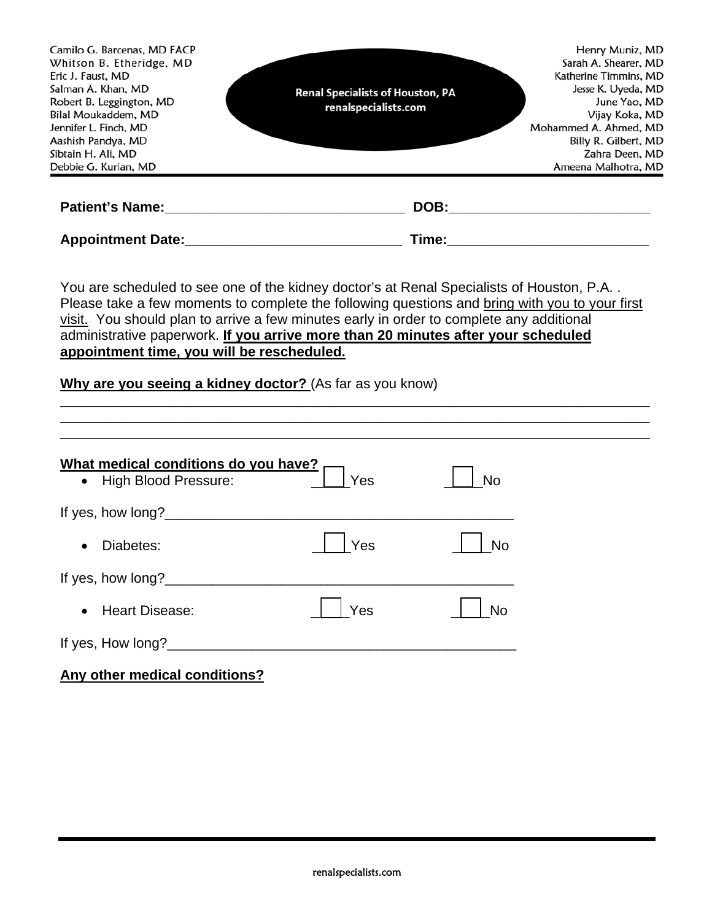Camilo G. Barcenas, MD FACP
Whitson B. Etheridge, MD
Eric J. Faust, MD
Salman A. Khan, MD
Robert B. Leggington, MD
Bilal Moukaddem, MD
Jennifer L. Finch, MD
Aashish Pandya, MD
Sibtain H. Ali, MD
Debbie G. Kurian, MD

**Renal Specialists of Houston, PA**
**renalspecialists.com**

Henry Muniz, MD
Sarah A. Shearer, MD
Katherine Timmins, MD
Jesse K. Uyeda, MD
June Yao, MD
Vijay Koka, MD
Mohammed A. Ahmed, MD
Billy R. Gilbert, MD
Zahra Deen, MD
Ameena Malhotra, MD

---

**Patient's Name:**_______________________________ **DOB:**__________________________

**Appointment Date:**____________________________ **Time:**__________________________

You are scheduled to see one of the kidney doctor's at Renal Specialists of Houston, P.A. . Please take a few moments to complete the following questions and <u>bring with you to your first visit.</u> You should plan to arrive a few minutes early in order to complete any additional administrative paperwork. **<u>If you arrive more than 20 minutes after your scheduled appointment time, you will be rescheduled.</u>**

**<u>Why are you seeing a kidney doctor?</u>** (As far as you know)

______________________________________________________________________________
______________________________________________________________________________
______________________________________________________________________________

**<u>What medical conditions do you have?</u>**

- High Blood Pressure: ☐ Yes ☐ No

If yes, how long?_____________________________________________

- Diabetes: ☐ Yes ☐ No

If yes, how long?_____________________________________________

- Heart Disease: ☐ Yes ☐ No

If yes, How long?_____________________________________________

**<u>Any other medical conditions?</u>**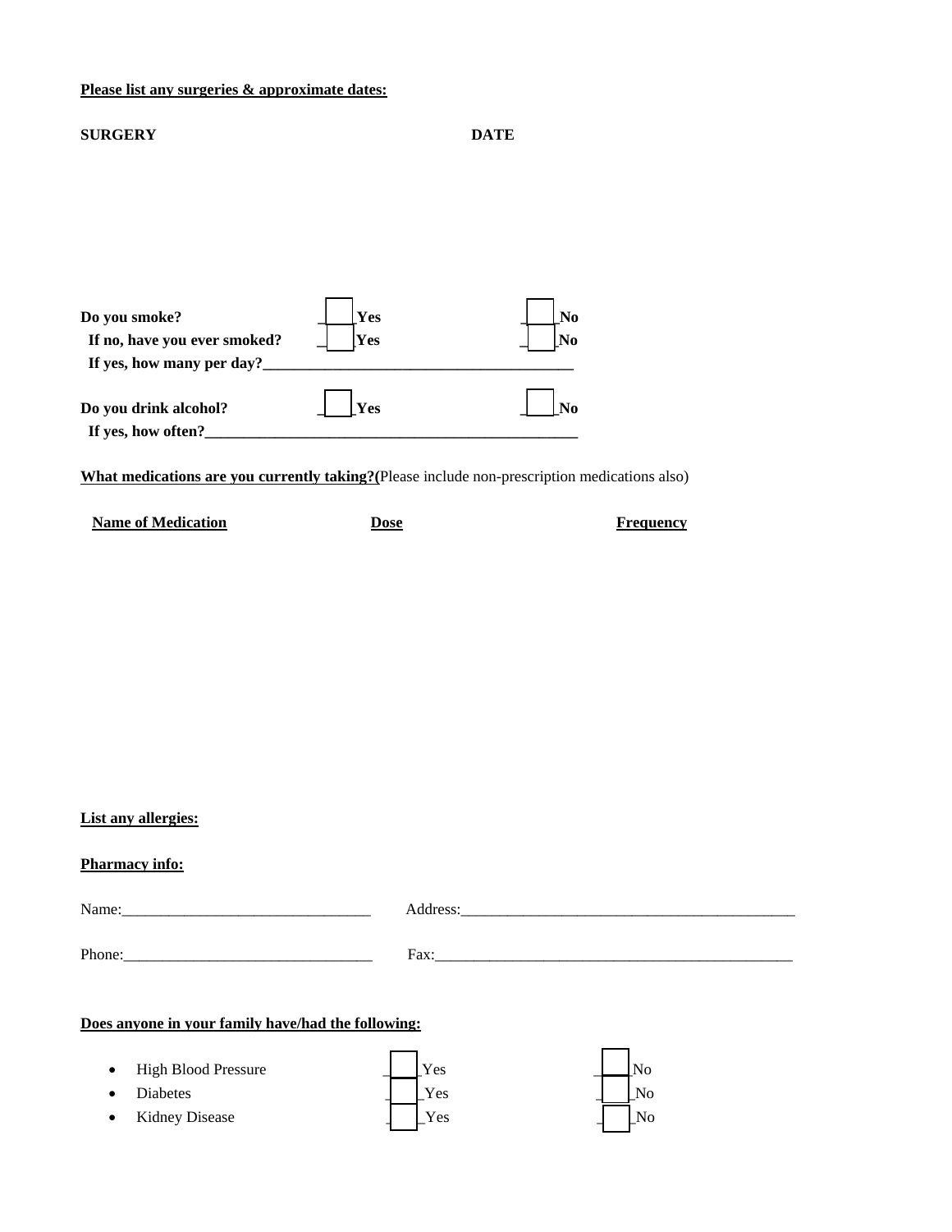**Please list any surgeries & approximate dates:**

**SURGERY** **DATE**

**Do you smoke?** ☐ **Yes** ☐ **No**

**If no, have you ever smoked?** ☐ **Yes** ☐ **No**

**If yes, how many per day?________________________________________**

**Do you drink alcohol?** ☐ **Yes** ☐ **No**

**If yes, how often?_________________________________________________**

**What medications are you currently taking?(**Please include non-prescription medications also)

**Name of Medication** **Dose** **Frequency**

**List any allergies:**

**Pharmacy info:**

Name:________________________________ Address:___________________________________________

Phone:________________________________ Fax:______________________________________________

**Does anyone in your family have/had the following:**

- High Blood Pressure ☐ Yes ☐ No
- Diabetes ☐ Yes ☐ No
- Kidney Disease ☐ Yes ☐ No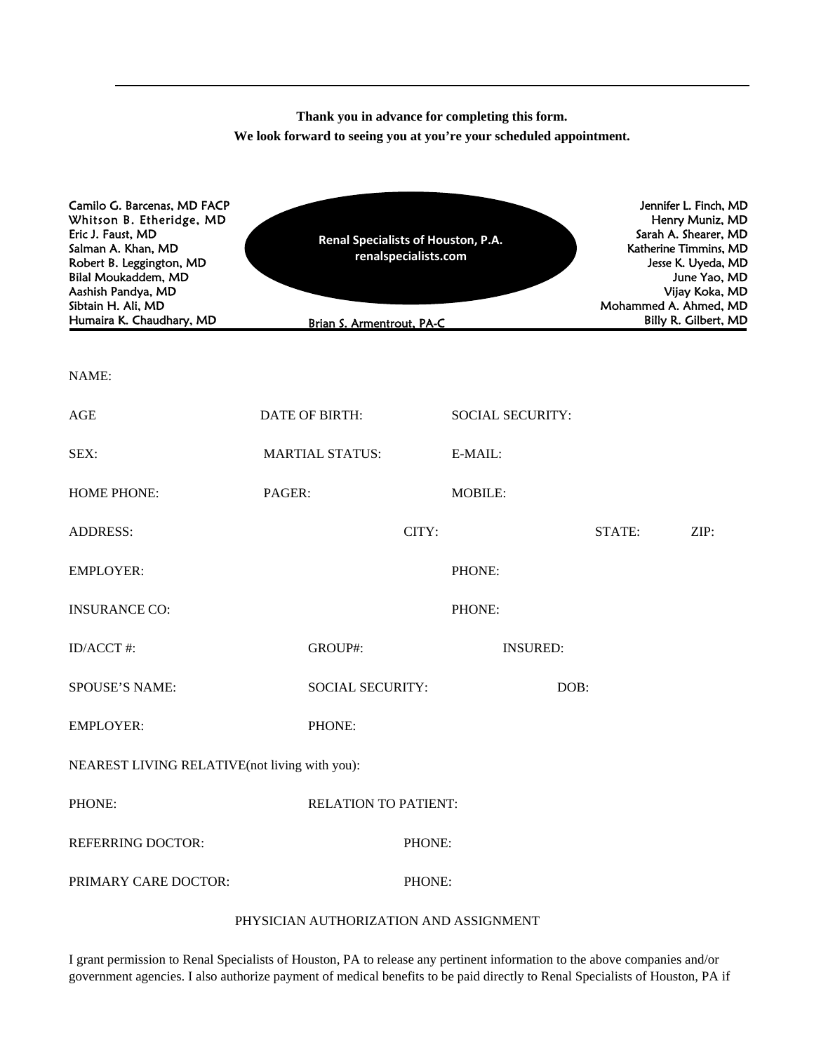**Thank you in advance for completing this form.**
**We look forward to seeing you at you're your scheduled appointment.**

Camilo G. Barcenas, MD FACP
Whitson B. Etheridge, MD
Eric J. Faust, MD
Salman A. Khan, MD
Robert B. Leggington, MD
Bilal Moukaddem, MD
Aashish Pandya, MD
Sibtain H. Ali, MD
Humaira K. Chaudhary, MD

**Renal Specialists of Houston, P.A.**
**renalspecialists.com**

Brian S. Armentrout, PA-C

Jennifer L. Finch, MD
Henry Muniz, MD
Sarah A. Shearer, MD
Katherine Timmins, MD
Jesse K. Uyeda, MD
June Yao, MD
Vijay Koka, MD
Mohammed A. Ahmed, MD
Billy R. Gilbert, MD

NAME:

AGE DATE OF BIRTH: SOCIAL SECURITY:

SEX: MARTIAL STATUS: E-MAIL:

HOME PHONE: PAGER: MOBILE:

ADDRESS: CITY: STATE: ZIP:

EMPLOYER: PHONE:

INSURANCE CO: PHONE:

ID/ACCT #: GROUP#: INSURED:

SPOUSE'S NAME: SOCIAL SECURITY: DOB:

EMPLOYER: PHONE:

NEAREST LIVING RELATIVE(not living with you):

PHONE: RELATION TO PATIENT:

REFERRING DOCTOR: PHONE:

PRIMARY CARE DOCTOR: PHONE:

PHYSICIAN AUTHORIZATION AND ASSIGNMENT

I grant permission to Renal Specialists of Houston, PA to release any pertinent information to the above companies and/or government agencies. I also authorize payment of medical benefits to be paid directly to Renal Specialists of Houston, PA if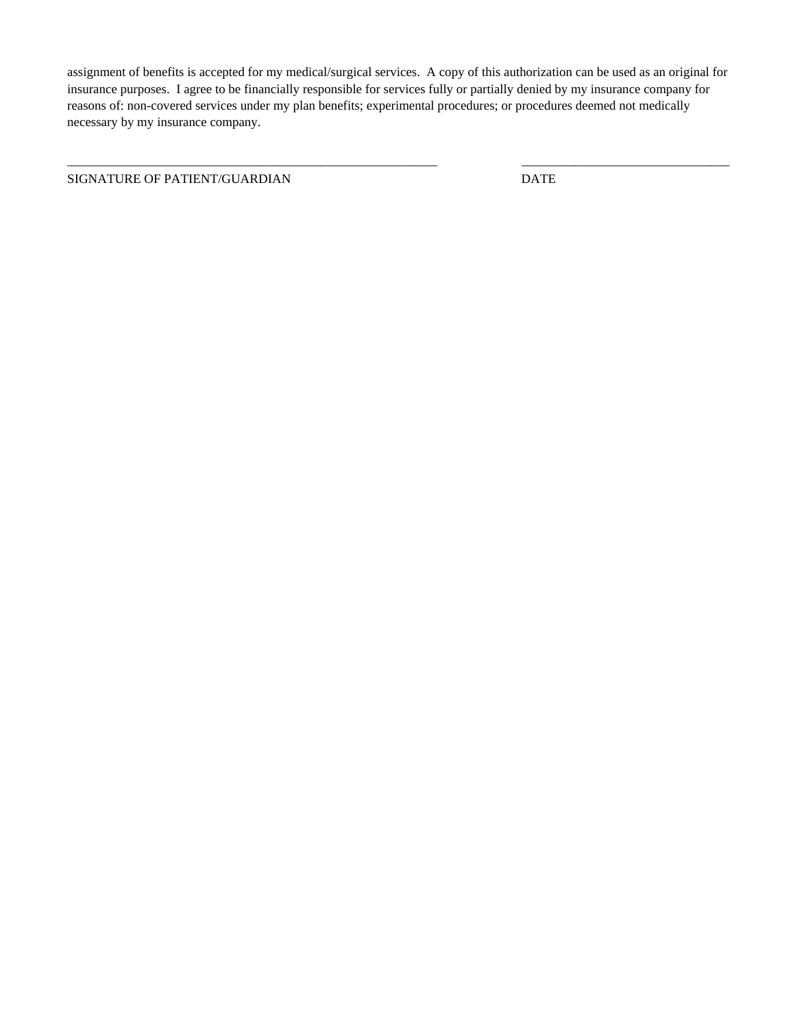assignment of benefits is accepted for my medical/surgical services. A copy of this authorization can be used as an original for insurance purposes. I agree to be financially responsible for services fully or partially denied by my insurance company for reasons of: non-covered services under my plan benefits; experimental procedures; or procedures deemed not medically necessary by my insurance company.

\_\_\_\_\_\_\_\_\_\_\_\_\_\_\_\_\_\_\_\_\_\_\_\_\_\_\_\_\_\_\_\_\_\_\_\_\_\_\_\_\_\_\_\_\_\_\_\_\_\_\_\_\_\_\_\_\_\_ \_\_\_\_\_\_\_\_\_\_\_\_\_\_\_\_\_\_\_\_\_\_\_\_\_\_\_\_\_\_\_\_\_

SIGNATURE OF PATIENT/GUARDIAN DATE